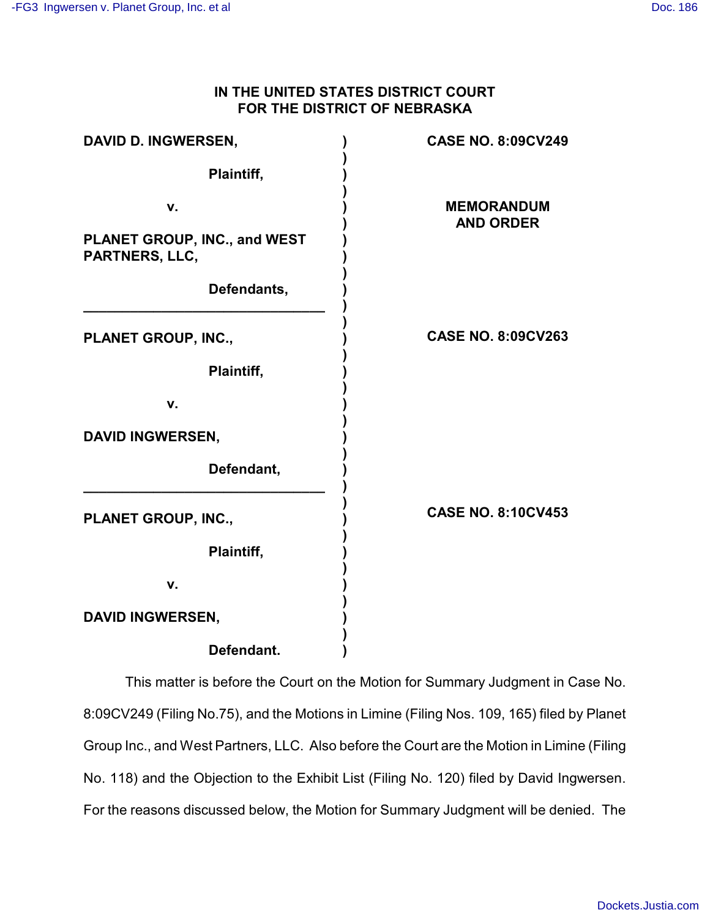# IN THE UNITED STATES DISTRICT COURT
# FOR THE DISTRICT OF NEBRASKA

| | | |
|---|---|---|
| **DAVID D. INGWERSEN,**<br><br>**Plaintiff,**<br><br>**v.**<br><br>**PLANET GROUP, INC., and WEST PARTNERS, LLC,**<br><br>**Defendants,** | ) | **CASE NO. 8:09CV249**<br><br>**MEMORANDUM AND ORDER** |
| **PLANET GROUP, INC.,**<br><br>**Plaintiff,**<br><br>**v.**<br><br>**DAVID INGWERSEN,**<br><br>**Defendant,** | ) | **CASE NO. 8:09CV263** |
| **PLANET GROUP, INC.,**<br><br>**Plaintiff,**<br><br>**v.**<br><br>**DAVID INGWERSEN,**<br><br>**Defendant.** | ) | **CASE NO. 8:10CV453** |

This matter is before the Court on the Motion for Summary Judgment in Case No. 8:09CV249 (Filing No.75), and the Motions in Limine (Filing Nos. 109, 165) filed by Planet Group Inc., and West Partners, LLC. Also before the Court are the Motion in Limine (Filing No. 118) and the Objection to the Exhibit List (Filing No. 120) filed by David Ingwersen. For the reasons discussed below, the Motion for Summary Judgment will be denied. The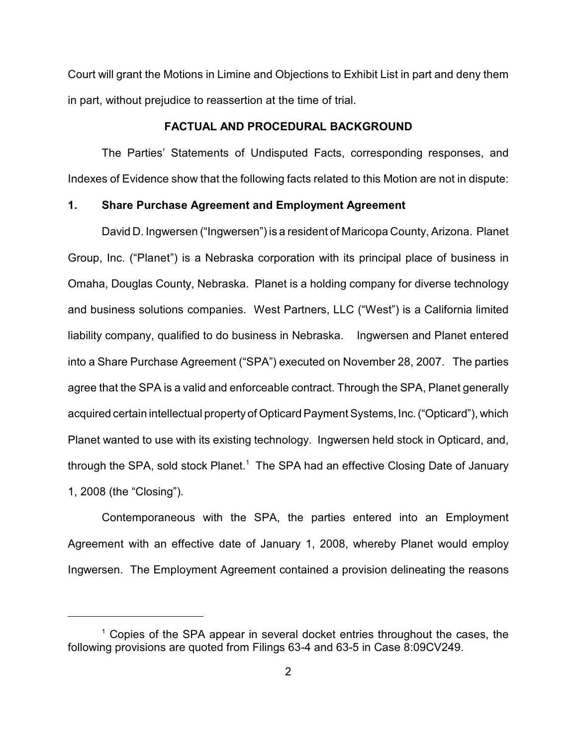Court will grant the Motions in Limine and Objections to Exhibit List in part and deny them in part, without prejudice to reassertion at the time of trial.

## FACTUAL AND PROCEDURAL BACKGROUND

The Parties' Statements of Undisputed Facts, corresponding responses, and Indexes of Evidence show that the following facts related to this Motion are not in dispute:

### 1. Share Purchase Agreement and Employment Agreement

David D. Ingwersen ("Ingwersen") is a resident of Maricopa County, Arizona. Planet Group, Inc. ("Planet") is a Nebraska corporation with its principal place of business in Omaha, Douglas County, Nebraska. Planet is a holding company for diverse technology and business solutions companies. West Partners, LLC ("West") is a California limited liability company, qualified to do business in Nebraska. Ingwersen and Planet entered into a Share Purchase Agreement ("SPA") executed on November 28, 2007. The parties agree that the SPA is a valid and enforceable contract. Through the SPA, Planet generally acquired certain intellectual property of Opticard Payment Systems, Inc. ("Opticard"), which Planet wanted to use with its existing technology. Ingwersen held stock in Opticard, and, through the SPA, sold stock Planet.[1] The SPA had an effective Closing Date of January 1, 2008 (the "Closing").

Contemporaneous with the SPA, the parties entered into an Employment Agreement with an effective date of January 1, 2008, whereby Planet would employ Ingwersen. The Employment Agreement contained a provision delineating the reasons

---

[1] Copies of the SPA appear in several docket entries throughout the cases, the following provisions are quoted from Filings 63-4 and 63-5 in Case 8:09CV249.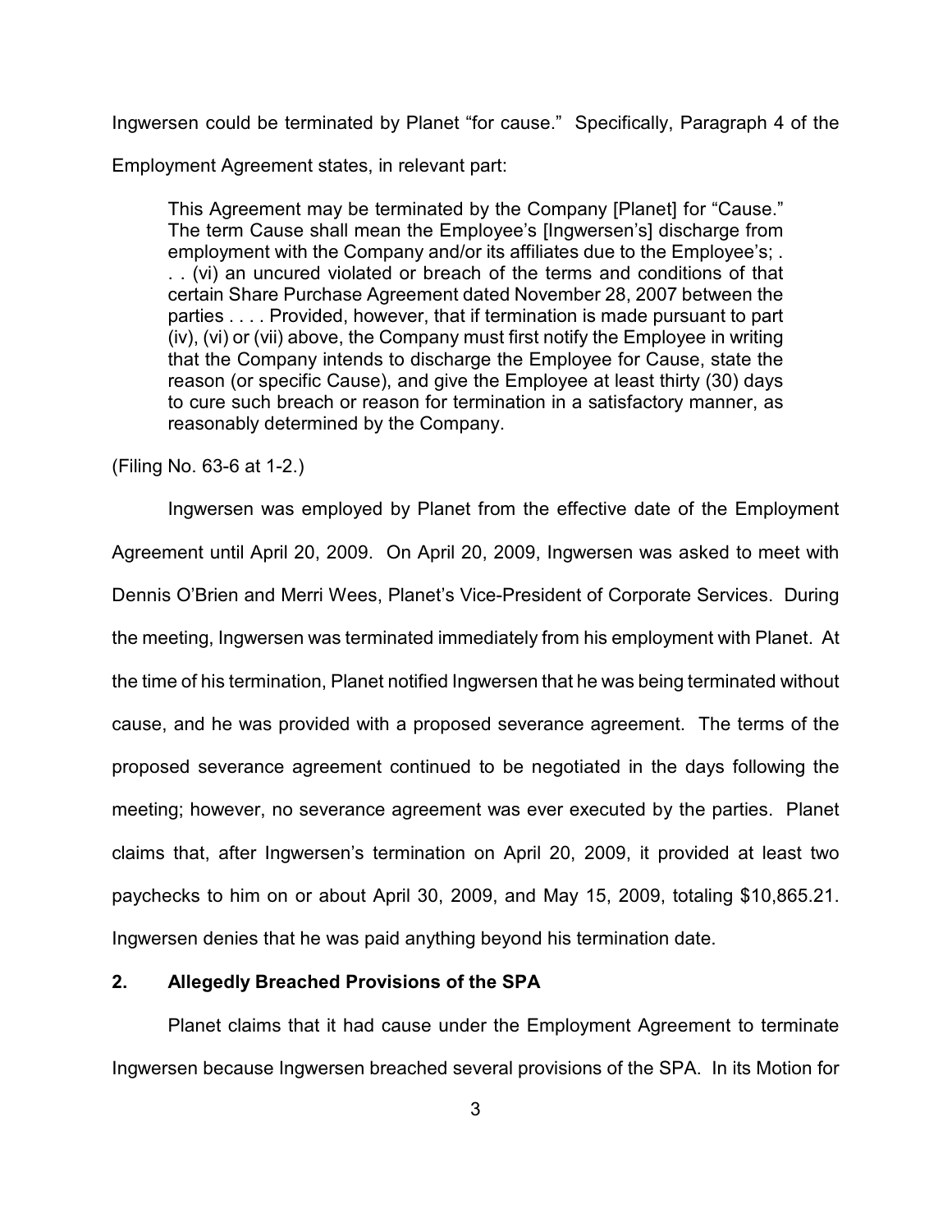Ingwersen could be terminated by Planet "for cause." Specifically, Paragraph 4 of the Employment Agreement states, in relevant part:

> This Agreement may be terminated by the Company [Planet] for "Cause." The term Cause shall mean the Employee's [Ingwersen's] discharge from employment with the Company and/or its affiliates due to the Employee's; . . . (vi) an uncured violated or breach of the terms and conditions of that certain Share Purchase Agreement dated November 28, 2007 between the parties . . . . Provided, however, that if termination is made pursuant to part (iv), (vi) or (vii) above, the Company must first notify the Employee in writing that the Company intends to discharge the Employee for Cause, state the reason (or specific Cause), and give the Employee at least thirty (30) days to cure such breach or reason for termination in a satisfactory manner, as reasonably determined by the Company.

(Filing No. 63-6 at 1-2.)

Ingwersen was employed by Planet from the effective date of the Employment Agreement until April 20, 2009. On April 20, 2009, Ingwersen was asked to meet with Dennis O'Brien and Merri Wees, Planet's Vice-President of Corporate Services. During the meeting, Ingwersen was terminated immediately from his employment with Planet. At the time of his termination, Planet notified Ingwersen that he was being terminated without cause, and he was provided with a proposed severance agreement. The terms of the proposed severance agreement continued to be negotiated in the days following the meeting; however, no severance agreement was ever executed by the parties. Planet claims that, after Ingwersen's termination on April 20, 2009, it provided at least two paychecks to him on or about April 30, 2009, and May 15, 2009, totaling $10,865.21. Ingwersen denies that he was paid anything beyond his termination date.

## 2. Allegedly Breached Provisions of the SPA

Planet claims that it had cause under the Employment Agreement to terminate Ingwersen because Ingwersen breached several provisions of the SPA. In its Motion for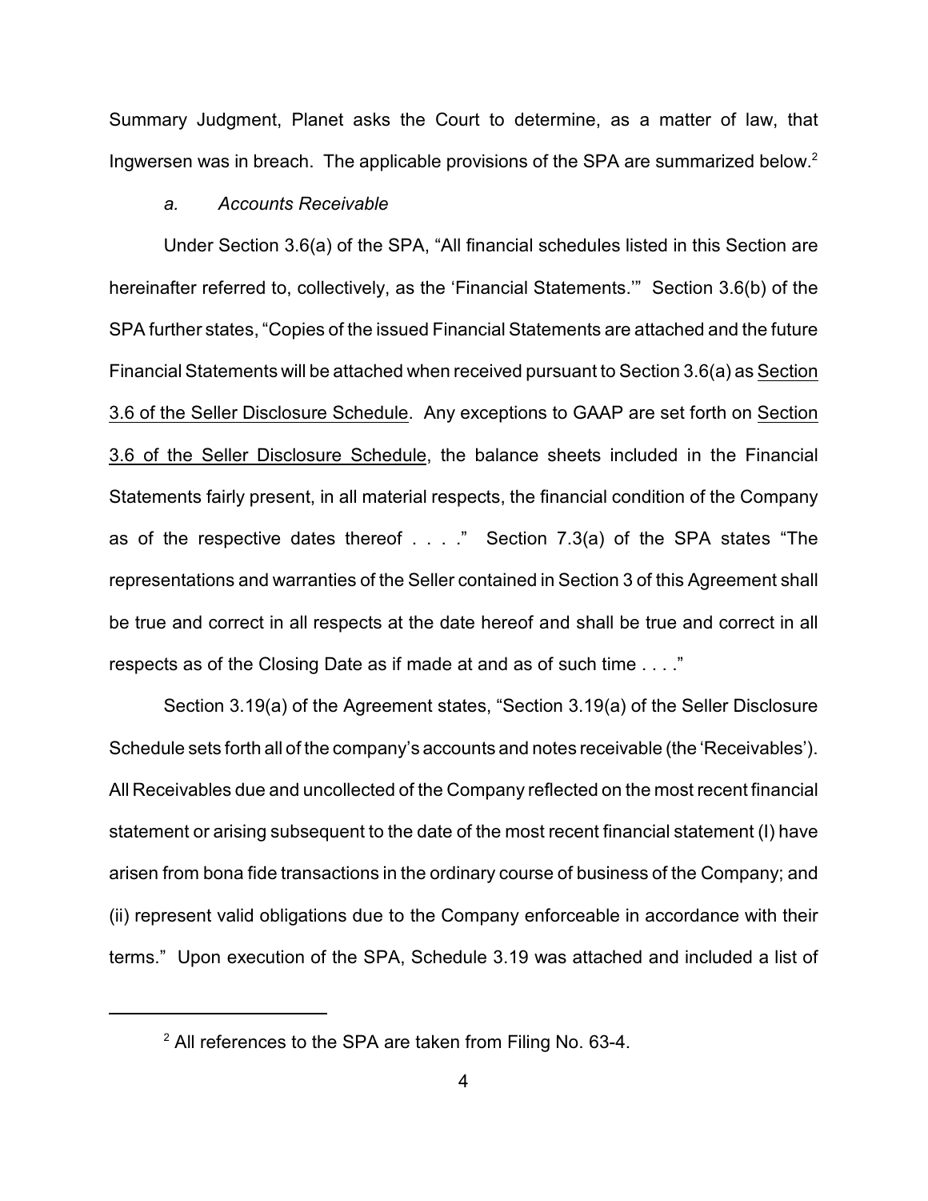Summary Judgment, Planet asks the Court to determine, as a matter of law, that Ingwersen was in breach. The applicable provisions of the SPA are summarized below.[2]

*a. Accounts Receivable*

Under Section 3.6(a) of the SPA, "All financial schedules listed in this Section are hereinafter referred to, collectively, as the 'Financial Statements.'" Section 3.6(b) of the SPA further states, "Copies of the issued Financial Statements are attached and the future Financial Statements will be attached when received pursuant to Section 3.6(a) as <u>Section 3.6 of the Seller Disclosure Schedule</u>. Any exceptions to GAAP are set forth on <u>Section 3.6 of the Seller Disclosure Schedule</u>, the balance sheets included in the Financial Statements fairly present, in all material respects, the financial condition of the Company as of the respective dates thereof . . . ." Section 7.3(a) of the SPA states "The representations and warranties of the Seller contained in Section 3 of this Agreement shall be true and correct in all respects at the date hereof and shall be true and correct in all respects as of the Closing Date as if made at and as of such time . . . ."

Section 3.19(a) of the Agreement states, "Section 3.19(a) of the Seller Disclosure Schedule sets forth all of the company's accounts and notes receivable (the 'Receivables'). All Receivables due and uncollected of the Company reflected on the most recent financial statement or arising subsequent to the date of the most recent financial statement (I) have arisen from bona fide transactions in the ordinary course of business of the Company; and (ii) represent valid obligations due to the Company enforceable in accordance with their terms." Upon execution of the SPA, Schedule 3.19 was attached and included a list of

---

[2] All references to the SPA are taken from Filing No. 63-4.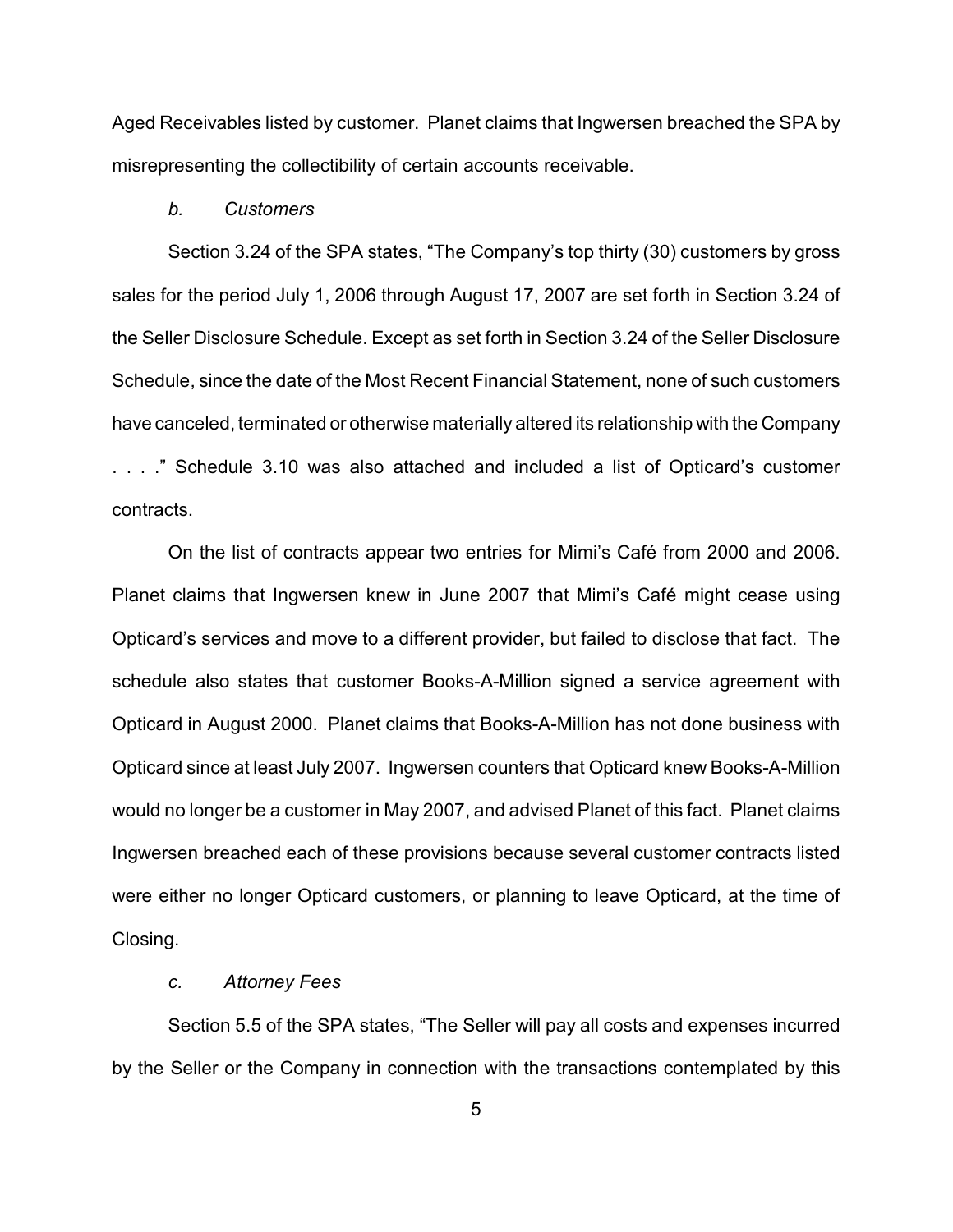Aged Receivables listed by customer. Planet claims that Ingwersen breached the SPA by misrepresenting the collectibility of certain accounts receivable.

*b. Customers*

Section 3.24 of the SPA states, "The Company's top thirty (30) customers by gross sales for the period July 1, 2006 through August 17, 2007 are set forth in Section 3.24 of the Seller Disclosure Schedule. Except as set forth in Section 3.24 of the Seller Disclosure Schedule, since the date of the Most Recent Financial Statement, none of such customers have canceled, terminated or otherwise materially altered its relationship with the Company . . . ." Schedule 3.10 was also attached and included a list of Opticard's customer contracts.

On the list of contracts appear two entries for Mimi's Café from 2000 and 2006. Planet claims that Ingwersen knew in June 2007 that Mimi's Café might cease using Opticard's services and move to a different provider, but failed to disclose that fact. The schedule also states that customer Books-A-Million signed a service agreement with Opticard in August 2000. Planet claims that Books-A-Million has not done business with Opticard since at least July 2007. Ingwersen counters that Opticard knew Books-A-Million would no longer be a customer in May 2007, and advised Planet of this fact. Planet claims Ingwersen breached each of these provisions because several customer contracts listed were either no longer Opticard customers, or planning to leave Opticard, at the time of Closing.

*c. Attorney Fees*

Section 5.5 of the SPA states, "The Seller will pay all costs and expenses incurred by the Seller or the Company in connection with the transactions contemplated by this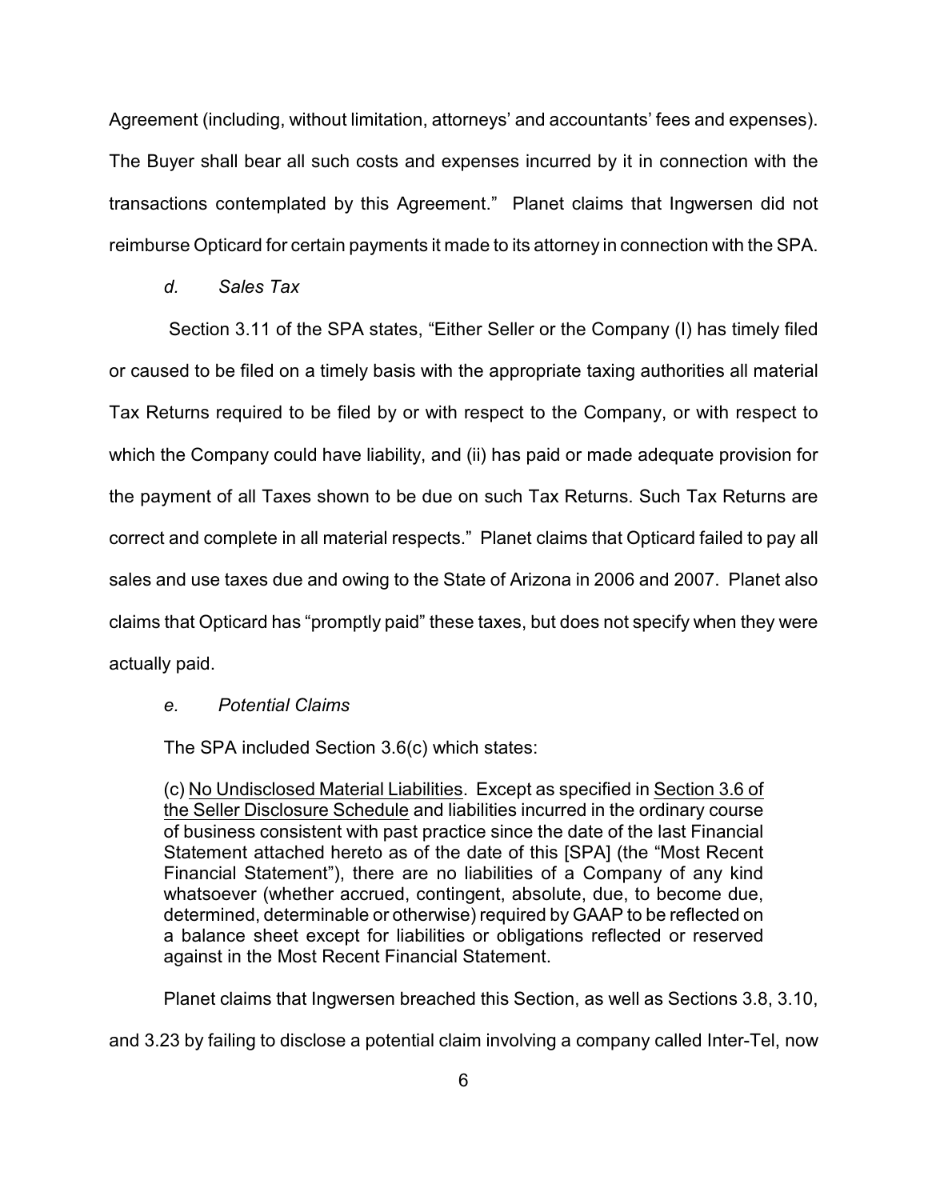Agreement (including, without limitation, attorneys' and accountants' fees and expenses). The Buyer shall bear all such costs and expenses incurred by it in connection with the transactions contemplated by this Agreement." Planet claims that Ingwersen did not reimburse Opticard for certain payments it made to its attorney in connection with the SPA.

*d. Sales Tax*

Section 3.11 of the SPA states, "Either Seller or the Company (I) has timely filed or caused to be filed on a timely basis with the appropriate taxing authorities all material Tax Returns required to be filed by or with respect to the Company, or with respect to which the Company could have liability, and (ii) has paid or made adequate provision for the payment of all Taxes shown to be due on such Tax Returns. Such Tax Returns are correct and complete in all material respects." Planet claims that Opticard failed to pay all sales and use taxes due and owing to the State of Arizona in 2006 and 2007. Planet also claims that Opticard has "promptly paid" these taxes, but does not specify when they were actually paid.

*e. Potential Claims*

The SPA included Section 3.6(c) which states:

> (c) <u>No Undisclosed Material Liabilities</u>. Except as specified in <u>Section 3.6 of the Seller Disclosure Schedule</u> and liabilities incurred in the ordinary course of business consistent with past practice since the date of the last Financial Statement attached hereto as of the date of this [SPA] (the "Most Recent Financial Statement"), there are no liabilities of a Company of any kind whatsoever (whether accrued, contingent, absolute, due, to become due, determined, determinable or otherwise) required by GAAP to be reflected on a balance sheet except for liabilities or obligations reflected or reserved against in the Most Recent Financial Statement.

Planet claims that Ingwersen breached this Section, as well as Sections 3.8, 3.10, and 3.23 by failing to disclose a potential claim involving a company called Inter-Tel, now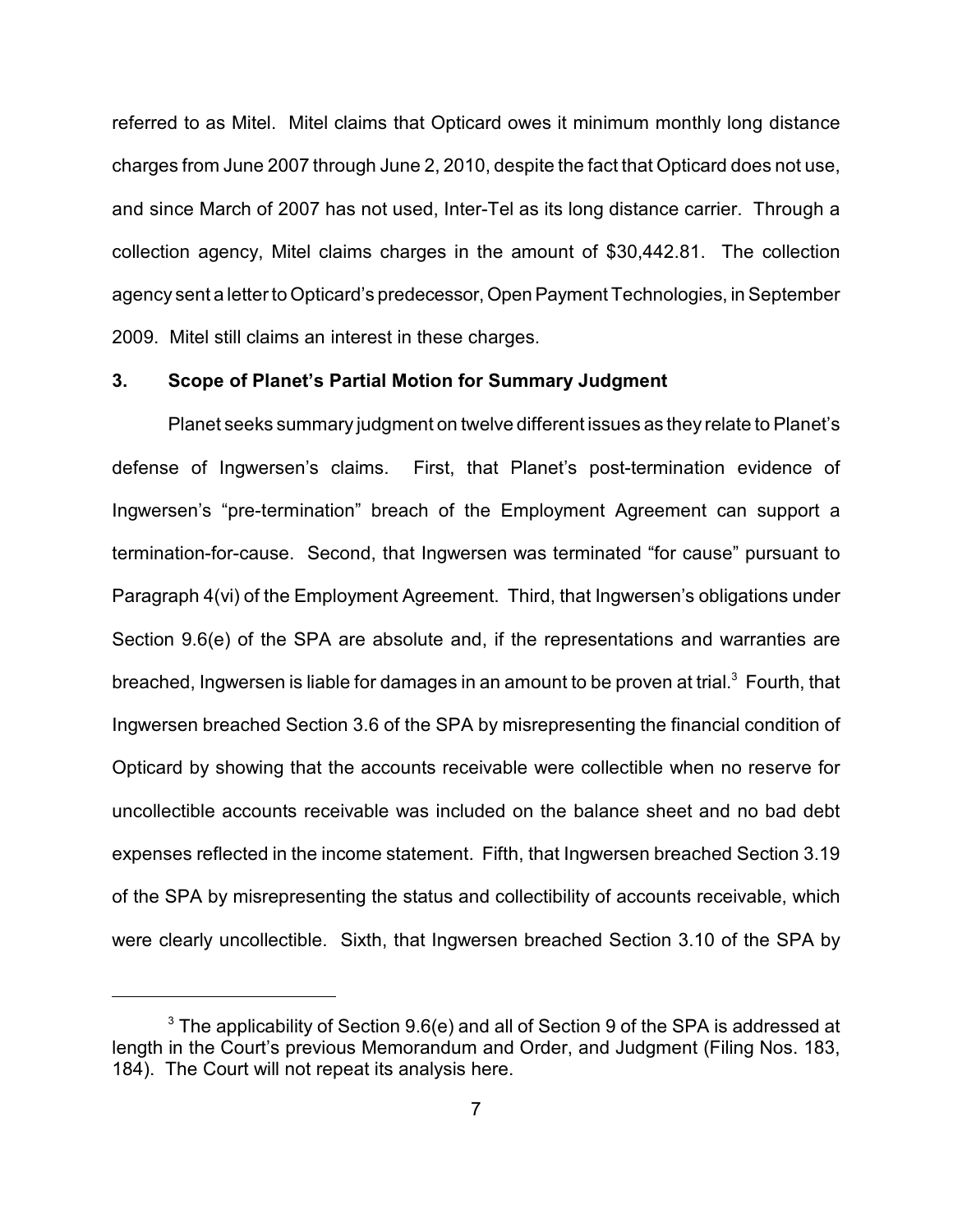referred to as Mitel. Mitel claims that Opticard owes it minimum monthly long distance charges from June 2007 through June 2, 2010, despite the fact that Opticard does not use, and since March of 2007 has not used, Inter-Tel as its long distance carrier. Through a collection agency, Mitel claims charges in the amount of $30,442.81. The collection agency sent a letter to Opticard's predecessor, Open Payment Technologies, in September 2009. Mitel still claims an interest in these charges.

### 3. Scope of Planet's Partial Motion for Summary Judgment

Planet seeks summary judgment on twelve different issues as they relate to Planet's defense of Ingwersen's claims. First, that Planet's post-termination evidence of Ingwersen's "pre-termination" breach of the Employment Agreement can support a termination-for-cause. Second, that Ingwersen was terminated "for cause" pursuant to Paragraph 4(vi) of the Employment Agreement. Third, that Ingwersen's obligations under Section 9.6(e) of the SPA are absolute and, if the representations and warranties are breached, Ingwersen is liable for damages in an amount to be proven at trial.[3] Fourth, that Ingwersen breached Section 3.6 of the SPA by misrepresenting the financial condition of Opticard by showing that the accounts receivable were collectible when no reserve for uncollectible accounts receivable was included on the balance sheet and no bad debt expenses reflected in the income statement. Fifth, that Ingwersen breached Section 3.19 of the SPA by misrepresenting the status and collectibility of accounts receivable, which were clearly uncollectible. Sixth, that Ingwersen breached Section 3.10 of the SPA by

[3] The applicability of Section 9.6(e) and all of Section 9 of the SPA is addressed at length in the Court's previous Memorandum and Order, and Judgment (Filing Nos. 183, 184). The Court will not repeat its analysis here.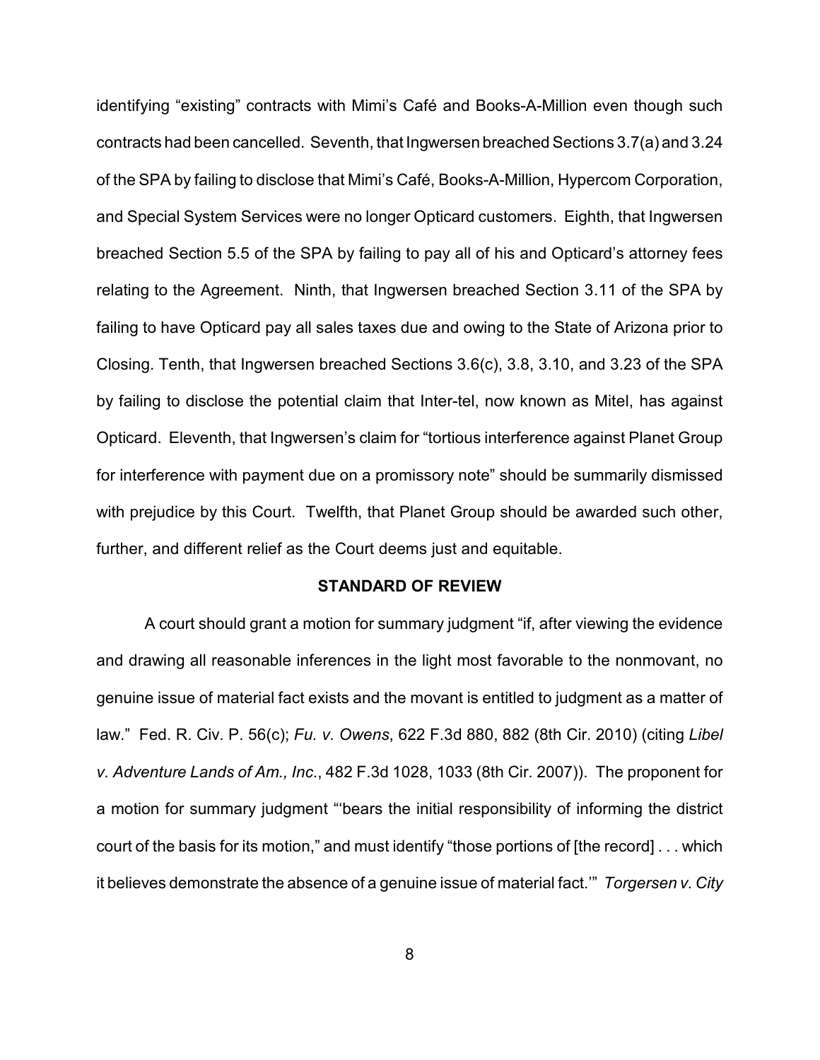identifying "existing" contracts with Mimi's Café and Books-A-Million even though such contracts had been cancelled. Seventh, that Ingwersen breached Sections 3.7(a) and 3.24 of the SPA by failing to disclose that Mimi's Café, Books-A-Million, Hypercom Corporation, and Special System Services were no longer Opticard customers. Eighth, that Ingwersen breached Section 5.5 of the SPA by failing to pay all of his and Opticard's attorney fees relating to the Agreement. Ninth, that Ingwersen breached Section 3.11 of the SPA by failing to have Opticard pay all sales taxes due and owing to the State of Arizona prior to Closing. Tenth, that Ingwersen breached Sections 3.6(c), 3.8, 3.10, and 3.23 of the SPA by failing to disclose the potential claim that Inter-tel, now known as Mitel, has against Opticard. Eleventh, that Ingwersen's claim for "tortious interference against Planet Group for interference with payment due on a promissory note" should be summarily dismissed with prejudice by this Court. Twelfth, that Planet Group should be awarded such other, further, and different relief as the Court deems just and equitable.

## STANDARD OF REVIEW

A court should grant a motion for summary judgment "if, after viewing the evidence and drawing all reasonable inferences in the light most favorable to the nonmovant, no genuine issue of material fact exists and the movant is entitled to judgment as a matter of law." Fed. R. Civ. P. 56(c); *Fu. v. Owens*, 622 F.3d 880, 882 (8th Cir. 2010) (citing *Libel v. Adventure Lands of Am., Inc.*, 482 F.3d 1028, 1033 (8th Cir. 2007)). The proponent for a motion for summary judgment "'bears the initial responsibility of informing the district court of the basis for its motion," and must identify "those portions of [the record] . . . which it believes demonstrate the absence of a genuine issue of material fact.'" *Torgersen v. City*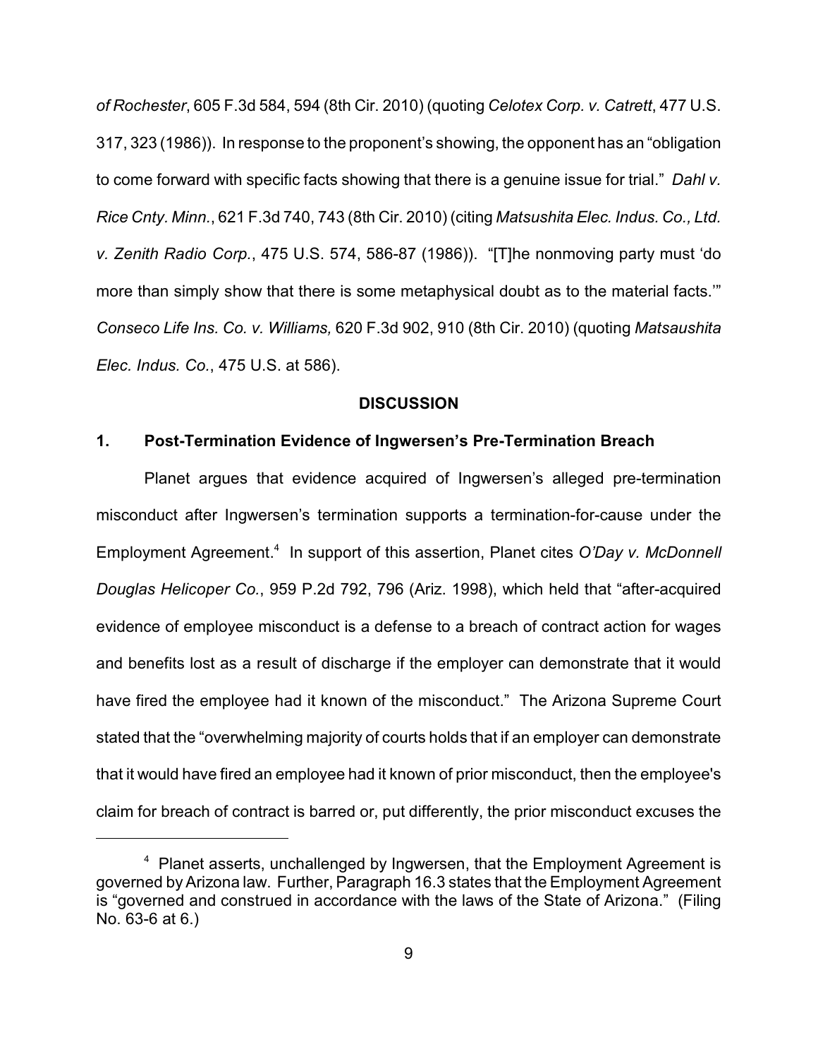*of Rochester*, 605 F.3d 584, 594 (8th Cir. 2010) (quoting *Celotex Corp. v. Catrett*, 477 U.S. 317, 323 (1986)). In response to the proponent's showing, the opponent has an "obligation to come forward with specific facts showing that there is a genuine issue for trial." *Dahl v. Rice Cnty. Minn.*, 621 F.3d 740, 743 (8th Cir. 2010) (citing *Matsushita Elec. Indus. Co., Ltd. v. Zenith Radio Corp.*, 475 U.S. 574, 586-87 (1986)). "[T]he nonmoving party must 'do more than simply show that there is some metaphysical doubt as to the material facts.'" *Conseco Life Ins. Co. v. Williams,* 620 F.3d 902, 910 (8th Cir. 2010) (quoting *Matsaushita Elec. Indus. Co.*, 475 U.S. at 586).

## DISCUSSION

### 1. Post-Termination Evidence of Ingwersen's Pre-Termination Breach

Planet argues that evidence acquired of Ingwersen's alleged pre-termination misconduct after Ingwersen's termination supports a termination-for-cause under the Employment Agreement.[4] In support of this assertion, Planet cites *O'Day v. McDonnell Douglas Helicoper Co.*, 959 P.2d 792, 796 (Ariz. 1998), which held that "after-acquired evidence of employee misconduct is a defense to a breach of contract action for wages and benefits lost as a result of discharge if the employer can demonstrate that it would have fired the employee had it known of the misconduct." The Arizona Supreme Court stated that the "overwhelming majority of courts holds that if an employer can demonstrate that it would have fired an employee had it known of prior misconduct, then the employee's claim for breach of contract is barred or, put differently, the prior misconduct excuses the

[4] Planet asserts, unchallenged by Ingwersen, that the Employment Agreement is governed by Arizona law. Further, Paragraph 16.3 states that the Employment Agreement is "governed and construed in accordance with the laws of the State of Arizona." (Filing No. 63-6 at 6.)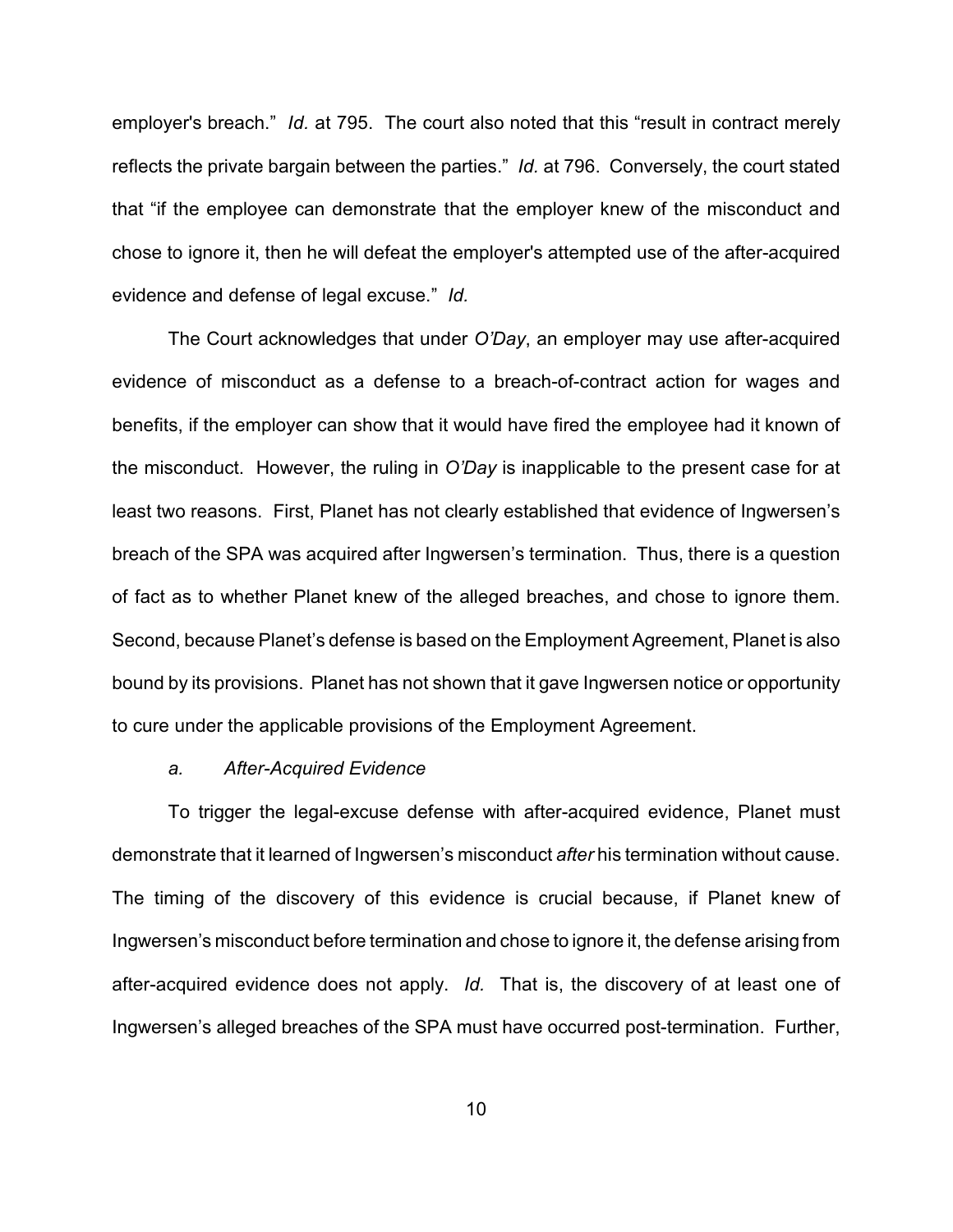employer's breach." *Id.* at 795. The court also noted that this "result in contract merely reflects the private bargain between the parties." *Id.* at 796. Conversely, the court stated that "if the employee can demonstrate that the employer knew of the misconduct and chose to ignore it, then he will defeat the employer's attempted use of the after-acquired evidence and defense of legal excuse." *Id.*

The Court acknowledges that under *O'Day*, an employer may use after-acquired evidence of misconduct as a defense to a breach-of-contract action for wages and benefits, if the employer can show that it would have fired the employee had it known of the misconduct. However, the ruling in *O'Day* is inapplicable to the present case for at least two reasons. First, Planet has not clearly established that evidence of Ingwersen's breach of the SPA was acquired after Ingwersen's termination. Thus, there is a question of fact as to whether Planet knew of the alleged breaches, and chose to ignore them. Second, because Planet's defense is based on the Employment Agreement, Planet is also bound by its provisions. Planet has not shown that it gave Ingwersen notice or opportunity to cure under the applicable provisions of the Employment Agreement.

*a. After-Acquired Evidence*

To trigger the legal-excuse defense with after-acquired evidence, Planet must demonstrate that it learned of Ingwersen's misconduct *after* his termination without cause. The timing of the discovery of this evidence is crucial because, if Planet knew of Ingwersen's misconduct before termination and chose to ignore it, the defense arising from after-acquired evidence does not apply. *Id.* That is, the discovery of at least one of Ingwersen's alleged breaches of the SPA must have occurred post-termination. Further,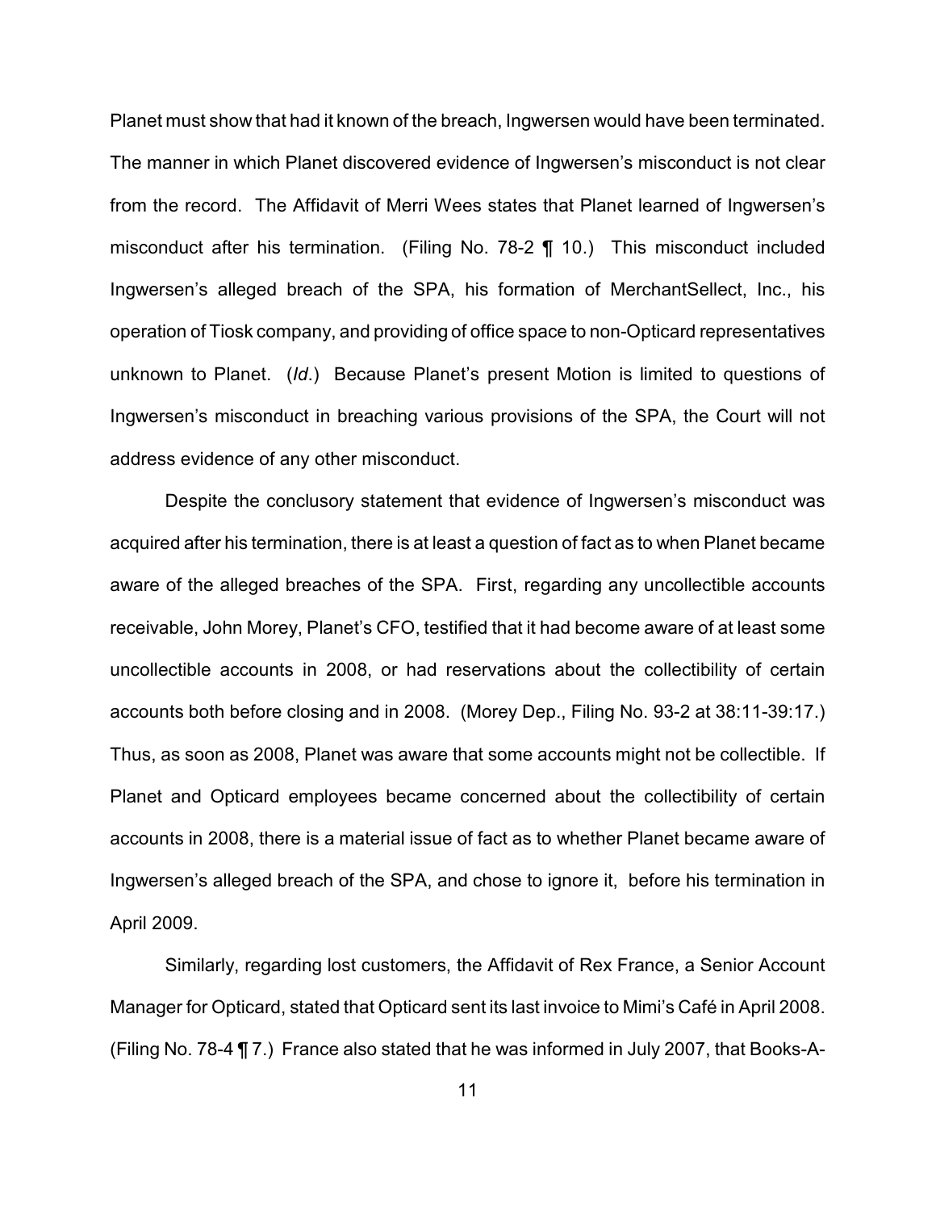Planet must show that had it known of the breach, Ingwersen would have been terminated. The manner in which Planet discovered evidence of Ingwersen's misconduct is not clear from the record. The Affidavit of Merri Wees states that Planet learned of Ingwersen's misconduct after his termination. (Filing No. 78-2 ¶ 10.) This misconduct included Ingwersen's alleged breach of the SPA, his formation of MerchantSellect, Inc., his operation of Tiosk company, and providing of office space to non-Opticard representatives unknown to Planet. (*Id*.) Because Planet's present Motion is limited to questions of Ingwersen's misconduct in breaching various provisions of the SPA, the Court will not address evidence of any other misconduct.

Despite the conclusory statement that evidence of Ingwersen's misconduct was acquired after his termination, there is at least a question of fact as to when Planet became aware of the alleged breaches of the SPA. First, regarding any uncollectible accounts receivable, John Morey, Planet's CFO, testified that it had become aware of at least some uncollectible accounts in 2008, or had reservations about the collectibility of certain accounts both before closing and in 2008. (Morey Dep., Filing No. 93-2 at 38:11-39:17.) Thus, as soon as 2008, Planet was aware that some accounts might not be collectible. If Planet and Opticard employees became concerned about the collectibility of certain accounts in 2008, there is a material issue of fact as to whether Planet became aware of Ingwersen's alleged breach of the SPA, and chose to ignore it, before his termination in April 2009.

Similarly, regarding lost customers, the Affidavit of Rex France, a Senior Account Manager for Opticard, stated that Opticard sent its last invoice to Mimi's Café in April 2008. (Filing No. 78-4 ¶ 7.) France also stated that he was informed in July 2007, that Books-A-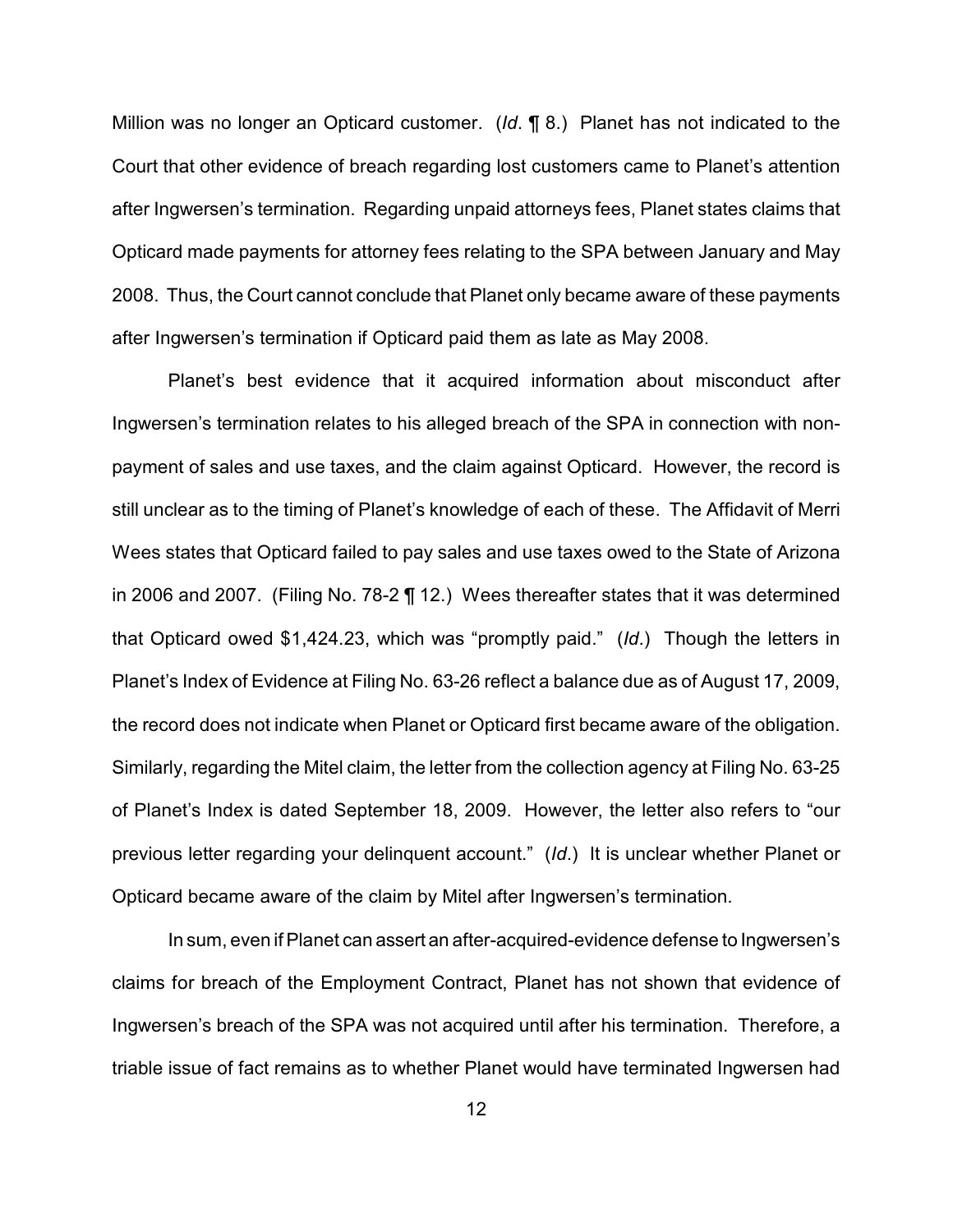Million was no longer an Opticard customer. (*Id*. ¶ 8.) Planet has not indicated to the Court that other evidence of breach regarding lost customers came to Planet's attention after Ingwersen's termination. Regarding unpaid attorneys fees, Planet states claims that Opticard made payments for attorney fees relating to the SPA between January and May 2008. Thus, the Court cannot conclude that Planet only became aware of these payments after Ingwersen's termination if Opticard paid them as late as May 2008.

Planet's best evidence that it acquired information about misconduct after Ingwersen's termination relates to his alleged breach of the SPA in connection with non-payment of sales and use taxes, and the claim against Opticard. However, the record is still unclear as to the timing of Planet's knowledge of each of these. The Affidavit of Merri Wees states that Opticard failed to pay sales and use taxes owed to the State of Arizona in 2006 and 2007. (Filing No. 78-2 ¶ 12.) Wees thereafter states that it was determined that Opticard owed $1,424.23, which was "promptly paid." (*Id*.) Though the letters in Planet's Index of Evidence at Filing No. 63-26 reflect a balance due as of August 17, 2009, the record does not indicate when Planet or Opticard first became aware of the obligation. Similarly, regarding the Mitel claim, the letter from the collection agency at Filing No. 63-25 of Planet's Index is dated September 18, 2009. However, the letter also refers to "our previous letter regarding your delinquent account." (*Id*.) It is unclear whether Planet or Opticard became aware of the claim by Mitel after Ingwersen's termination.

In sum, even if Planet can assert an after-acquired-evidence defense to Ingwersen's claims for breach of the Employment Contract, Planet has not shown that evidence of Ingwersen's breach of the SPA was not acquired until after his termination. Therefore, a triable issue of fact remains as to whether Planet would have terminated Ingwersen had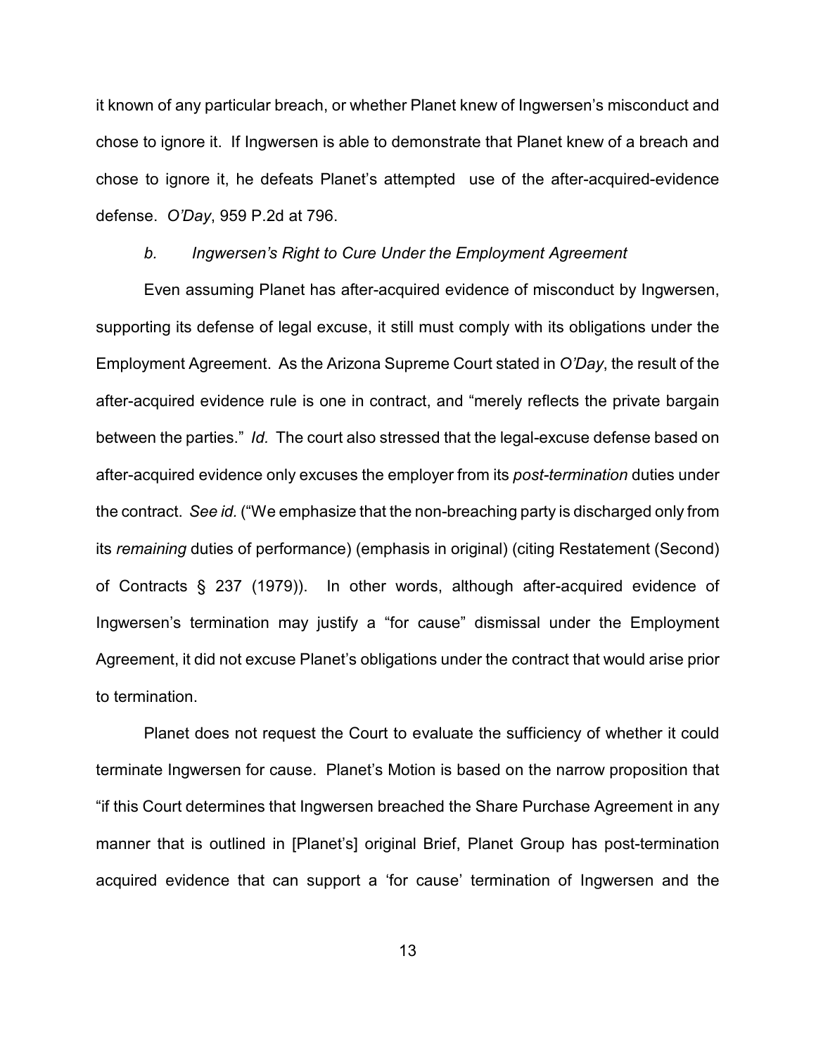it known of any particular breach, or whether Planet knew of Ingwersen's misconduct and chose to ignore it. If Ingwersen is able to demonstrate that Planet knew of a breach and chose to ignore it, he defeats Planet's attempted use of the after-acquired-evidence defense. *O'Day*, 959 P.2d at 796.

*b. Ingwersen's Right to Cure Under the Employment Agreement*

Even assuming Planet has after-acquired evidence of misconduct by Ingwersen, supporting its defense of legal excuse, it still must comply with its obligations under the Employment Agreement. As the Arizona Supreme Court stated in *O'Day*, the result of the after-acquired evidence rule is one in contract, and "merely reflects the private bargain between the parties." *Id.* The court also stressed that the legal-excuse defense based on after-acquired evidence only excuses the employer from its *post-termination* duties under the contract. *See id.* ("We emphasize that the non-breaching party is discharged only from its *remaining* duties of performance) (emphasis in original) (citing Restatement (Second) of Contracts § 237 (1979)). In other words, although after-acquired evidence of Ingwersen's termination may justify a "for cause" dismissal under the Employment Agreement, it did not excuse Planet's obligations under the contract that would arise prior to termination.

Planet does not request the Court to evaluate the sufficiency of whether it could terminate Ingwersen for cause. Planet's Motion is based on the narrow proposition that "if this Court determines that Ingwersen breached the Share Purchase Agreement in any manner that is outlined in [Planet's] original Brief, Planet Group has post-termination acquired evidence that can support a 'for cause' termination of Ingwersen and the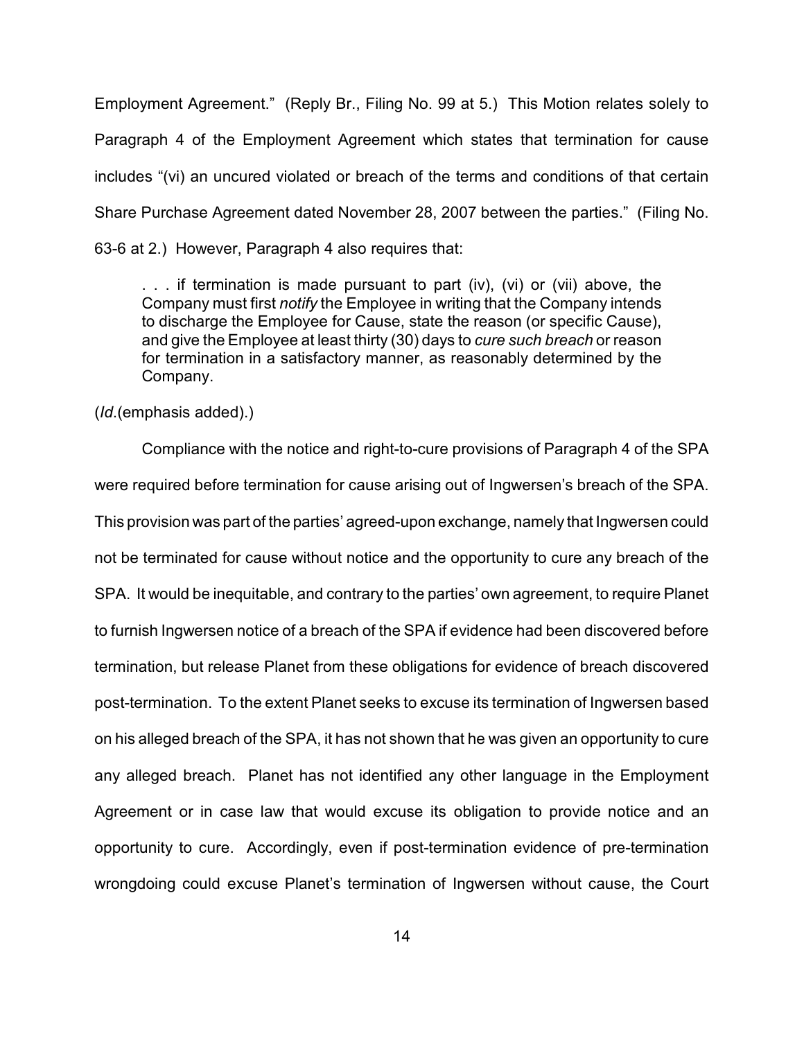Employment Agreement." (Reply Br., Filing No. 99 at 5.) This Motion relates solely to Paragraph 4 of the Employment Agreement which states that termination for cause includes "(vi) an uncured violated or breach of the terms and conditions of that certain Share Purchase Agreement dated November 28, 2007 between the parties." (Filing No. 63-6 at 2.) However, Paragraph 4 also requires that:

> . . . if termination is made pursuant to part (iv), (vi) or (vii) above, the Company must first *notify* the Employee in writing that the Company intends to discharge the Employee for Cause, state the reason (or specific Cause), and give the Employee at least thirty (30) days to *cure such breach* or reason for termination in a satisfactory manner, as reasonably determined by the Company.

(*Id.*(emphasis added).)

Compliance with the notice and right-to-cure provisions of Paragraph 4 of the SPA were required before termination for cause arising out of Ingwersen's breach of the SPA. This provision was part of the parties' agreed-upon exchange, namely that Ingwersen could not be terminated for cause without notice and the opportunity to cure any breach of the SPA. It would be inequitable, and contrary to the parties' own agreement, to require Planet to furnish Ingwersen notice of a breach of the SPA if evidence had been discovered before termination, but release Planet from these obligations for evidence of breach discovered post-termination. To the extent Planet seeks to excuse its termination of Ingwersen based on his alleged breach of the SPA, it has not shown that he was given an opportunity to cure any alleged breach. Planet has not identified any other language in the Employment Agreement or in case law that would excuse its obligation to provide notice and an opportunity to cure. Accordingly, even if post-termination evidence of pre-termination wrongdoing could excuse Planet's termination of Ingwersen without cause, the Court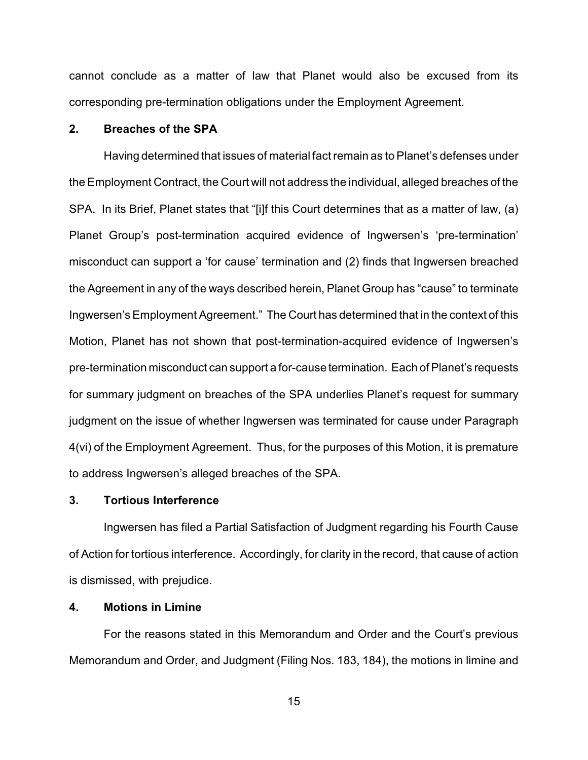cannot conclude as a matter of law that Planet would also be excused from its corresponding pre-termination obligations under the Employment Agreement.

### 2. Breaches of the SPA

Having determined that issues of material fact remain as to Planet's defenses under the Employment Contract, the Court will not address the individual, alleged breaches of the SPA. In its Brief, Planet states that "[i]f this Court determines that as a matter of law, (a) Planet Group's post-termination acquired evidence of Ingwersen's 'pre-termination' misconduct can support a 'for cause' termination and (2) finds that Ingwersen breached the Agreement in any of the ways described herein, Planet Group has "cause" to terminate Ingwersen's Employment Agreement." The Court has determined that in the context of this Motion, Planet has not shown that post-termination-acquired evidence of Ingwersen's pre-termination misconduct can support a for-cause termination. Each of Planet's requests for summary judgment on breaches of the SPA underlies Planet's request for summary judgment on the issue of whether Ingwersen was terminated for cause under Paragraph 4(vi) of the Employment Agreement. Thus, for the purposes of this Motion, it is premature to address Ingwersen's alleged breaches of the SPA.

### 3. Tortious Interference

Ingwersen has filed a Partial Satisfaction of Judgment regarding his Fourth Cause of Action for tortious interference. Accordingly, for clarity in the record, that cause of action is dismissed, with prejudice.

### 4. Motions in Limine

For the reasons stated in this Memorandum and Order and the Court's previous Memorandum and Order, and Judgment (Filing Nos. 183, 184), the motions in limine and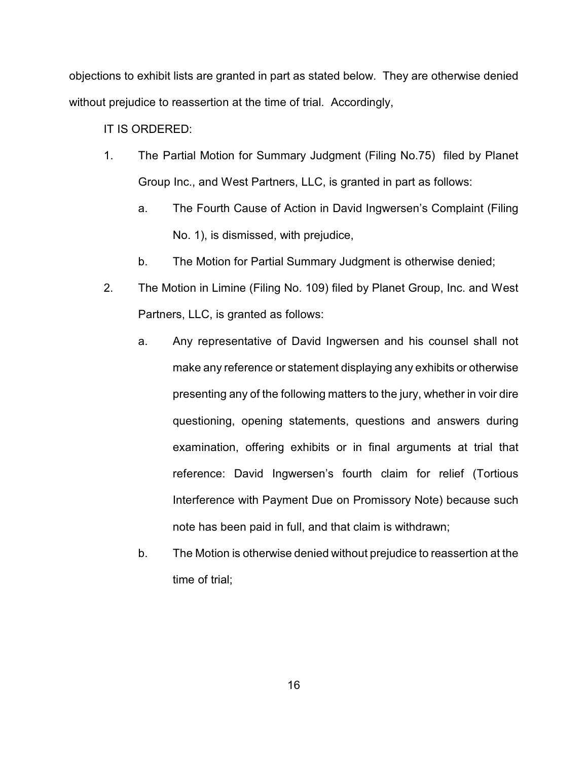objections to exhibit lists are granted in part as stated below. They are otherwise denied without prejudice to reassertion at the time of trial. Accordingly,

IT IS ORDERED:

1. The Partial Motion for Summary Judgment (Filing No.75) filed by Planet Group Inc., and West Partners, LLC, is granted in part as follows:

   a. The Fourth Cause of Action in David Ingwersen's Complaint (Filing No. 1), is dismissed, with prejudice,

   b. The Motion for Partial Summary Judgment is otherwise denied;

2. The Motion in Limine (Filing No. 109) filed by Planet Group, Inc. and West Partners, LLC, is granted as follows:

   a. Any representative of David Ingwersen and his counsel shall not make any reference or statement displaying any exhibits or otherwise presenting any of the following matters to the jury, whether in voir dire questioning, opening statements, questions and answers during examination, offering exhibits or in final arguments at trial that reference: David Ingwersen's fourth claim for relief (Tortious Interference with Payment Due on Promissory Note) because such note has been paid in full, and that claim is withdrawn;

   b. The Motion is otherwise denied without prejudice to reassertion at the time of trial;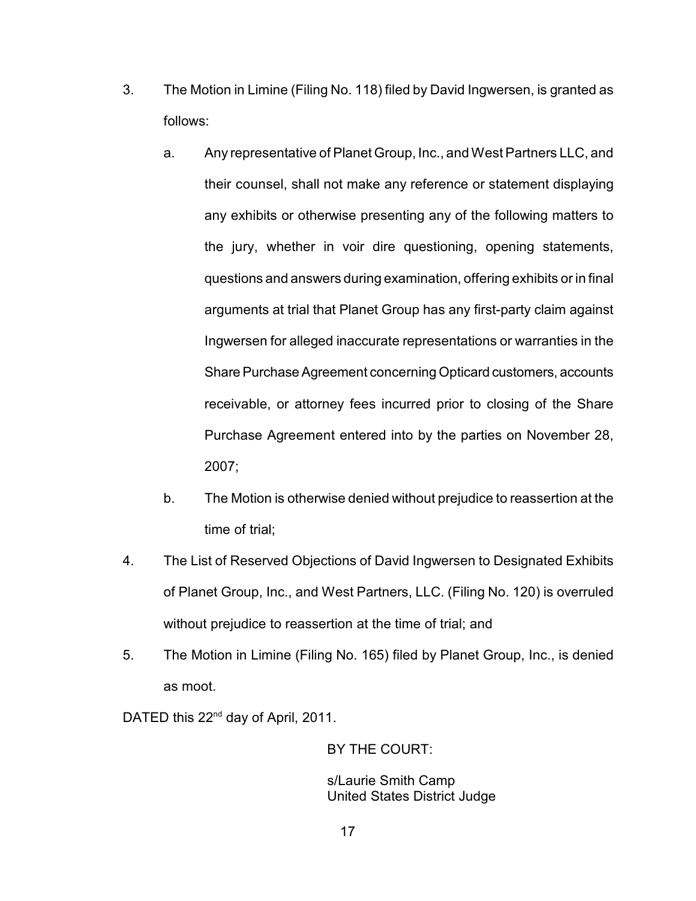3. The Motion in Limine (Filing No. 118) filed by David Ingwersen, is granted as follows:

   a. Any representative of Planet Group, Inc., and West Partners LLC, and their counsel, shall not make any reference or statement displaying any exhibits or otherwise presenting any of the following matters to the jury, whether in voir dire questioning, opening statements, questions and answers during examination, offering exhibits or in final arguments at trial that Planet Group has any first-party claim against Ingwersen for alleged inaccurate representations or warranties in the Share Purchase Agreement concerning Opticard customers, accounts receivable, or attorney fees incurred prior to closing of the Share Purchase Agreement entered into by the parties on November 28, 2007;

   b. The Motion is otherwise denied without prejudice to reassertion at the time of trial;

4. The List of Reserved Objections of David Ingwersen to Designated Exhibits of Planet Group, Inc., and West Partners, LLC. (Filing No. 120) is overruled without prejudice to reassertion at the time of trial; and

5. The Motion in Limine (Filing No. 165) filed by Planet Group, Inc., is denied as moot.

DATED this 22nd day of April, 2011.

BY THE COURT:

s/Laurie Smith Camp
United States District Judge